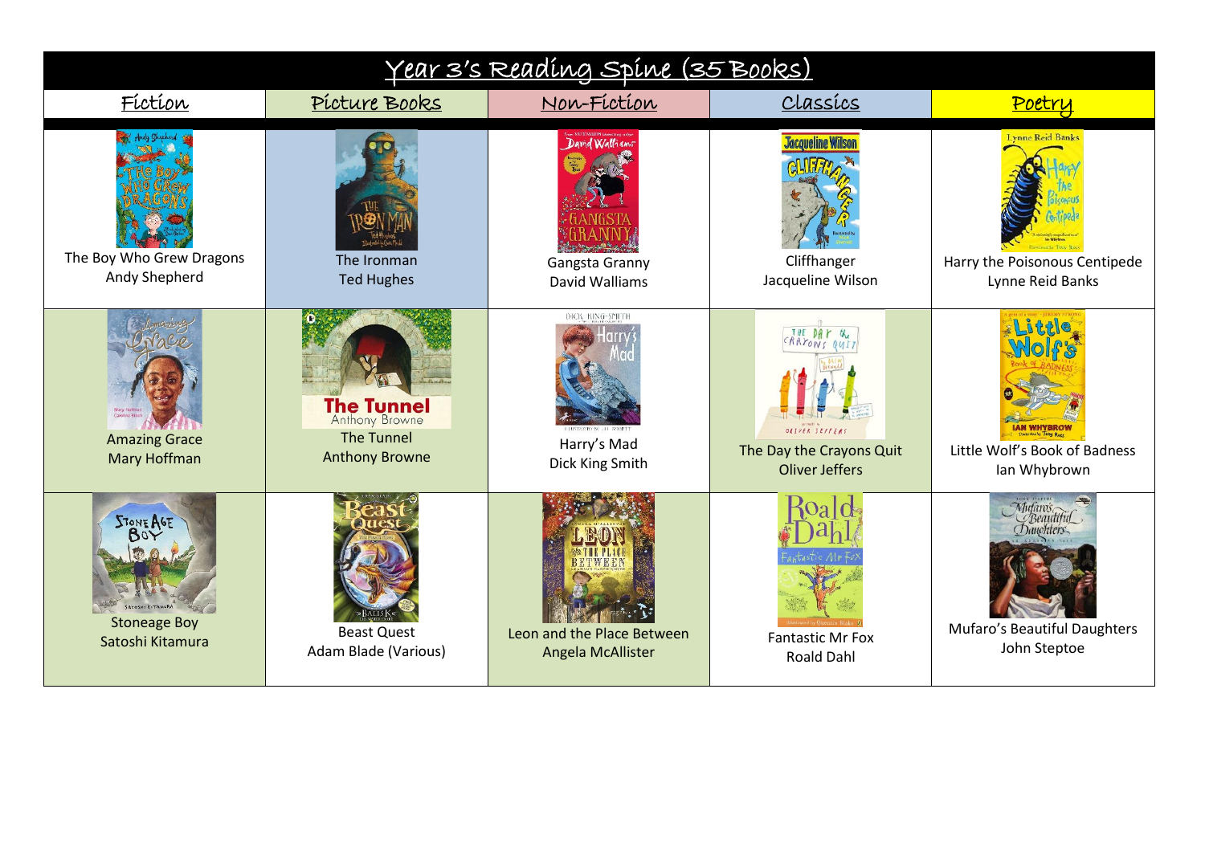# Year 3's Reading Spine (35 Books)

| Fiction | Picture Books | Non-Fiction | Classics | Poetry |
|---|---|---|---|---|
| The Boy Who Grew Dragons<br>Andy Shepherd | The Ironman<br>Ted Hughes | Gangsta Granny<br>David Walliams | Cliffhanger<br>Jacqueline Wilson | Harry the Poisonous Centipede<br>Lynne Reid Banks |
| Amazing Grace<br>Mary Hoffman | The Tunnel<br>Anthony Browne | Harry's Mad<br>Dick King Smith | The Day the Crayons Quit<br>Oliver Jeffers | Little Wolf's Book of Badness<br>Ian Whybrown |
| Stoneage Boy<br>Satoshi Kitamura | Beast Quest<br>Adam Blade (Various) | Leon and the Place Between<br>Angela McAllister | Fantastic Mr Fox<br>Roald Dahl | Mufaro's Beautiful Daughters<br>John Steptoe |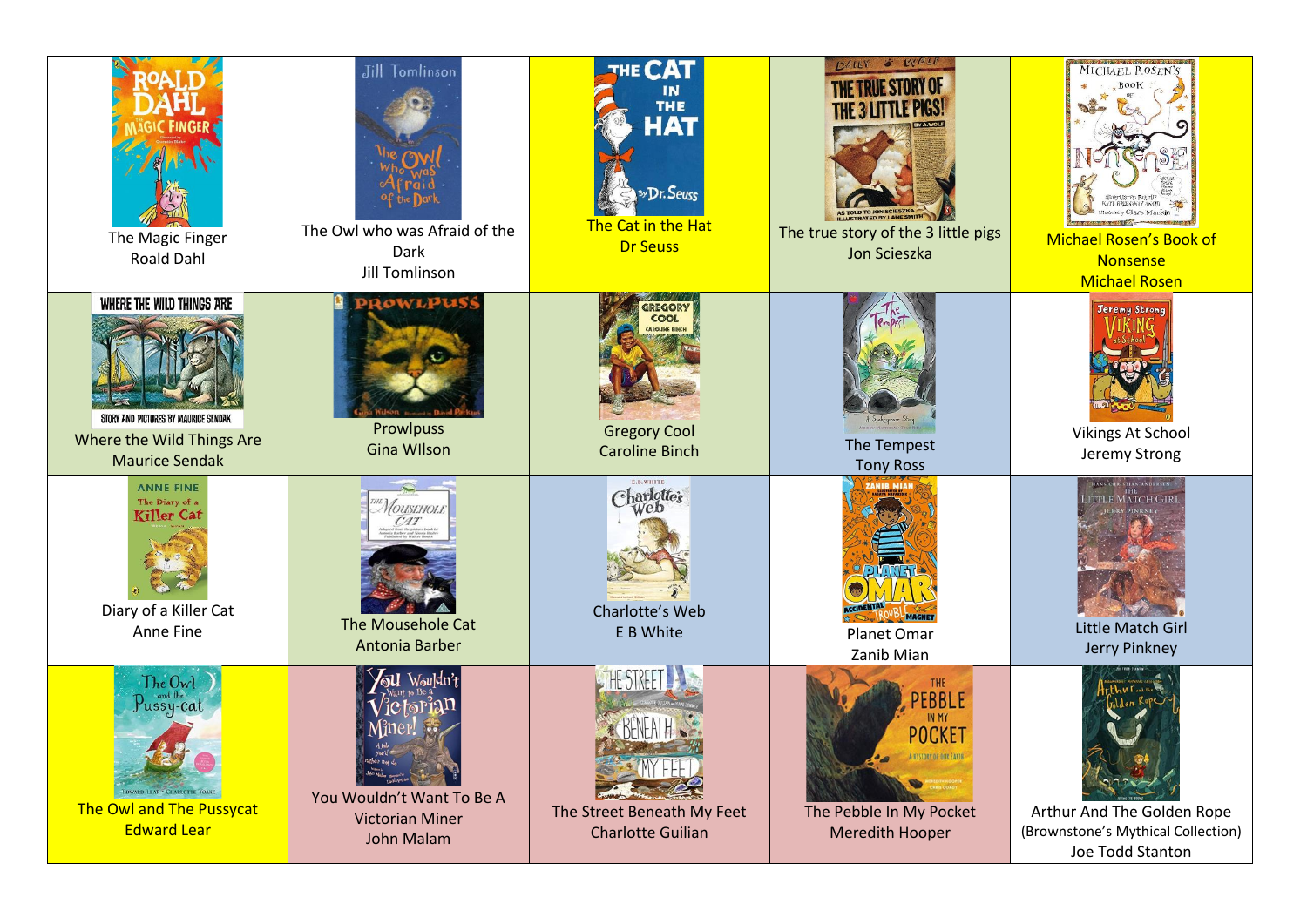| | | | | |
|---|---|---|---|---|
| The Magic Finger<br>Roald Dahl | The Owl who was Afraid of the Dark<br>Jill Tomlinson | The Cat in the Hat<br>Dr Seuss | The true story of the 3 little pigs<br>Jon Scieszka | Michael Rosen's Book of Nonsense<br>Michael Rosen |
| Where the Wild Things Are<br>Maurice Sendak | Prowlpuss<br>Gina WIlson | Gregory Cool<br>Caroline Binch | The Tempest<br>Tony Ross | Vikings At School<br>Jeremy Strong |
| Diary of a Killer Cat<br>Anne Fine | The Mousehole Cat<br>Antonia Barber | Charlotte's Web<br>E B White | Planet Omar<br>Zanib Mian | Little Match Girl<br>Jerry Pinkney |
| The Owl and The Pussycat<br>Edward Lear | You Wouldn't Want To Be A Victorian Miner<br>John Malam | The Street Beneath My Feet<br>Charlotte Guilian | The Pebble In My Pocket<br>Meredith Hooper | Arthur And The Golden Rope<br>(Brownstone's Mythical Collection)<br>Joe Todd Stanton |